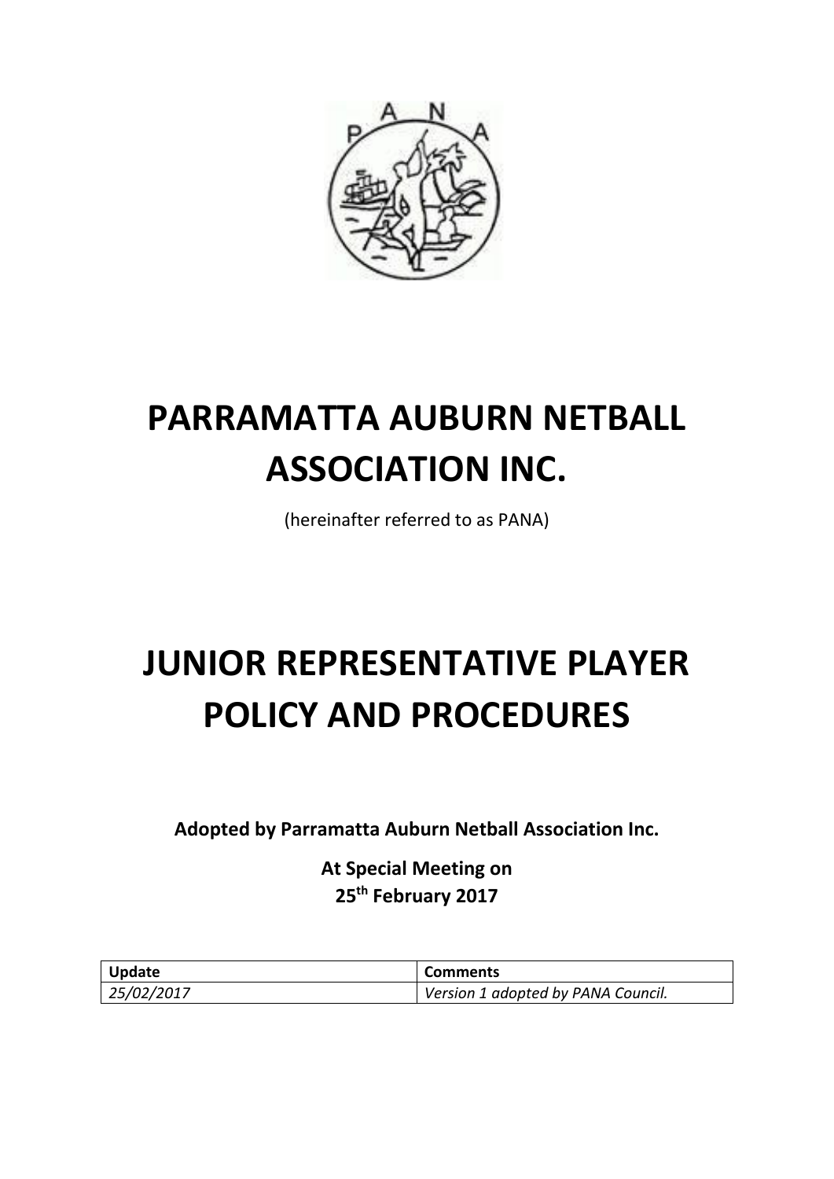# PARRAMATTA AUBURN NETBALL ASSOCIATION INC.

(hereinafter referred to as PANA)

# JUNIOR REPRESENTATIVE PLAYER POLICY AND PROCEDURES

**Adopted by Parramatta Auburn Netball Association Inc.**

**At Special Meeting on**
**25th February 2017**

| Update | Comments |
|---|---|
| *25/02/2017* | *Version 1 adopted by PANA Council.* |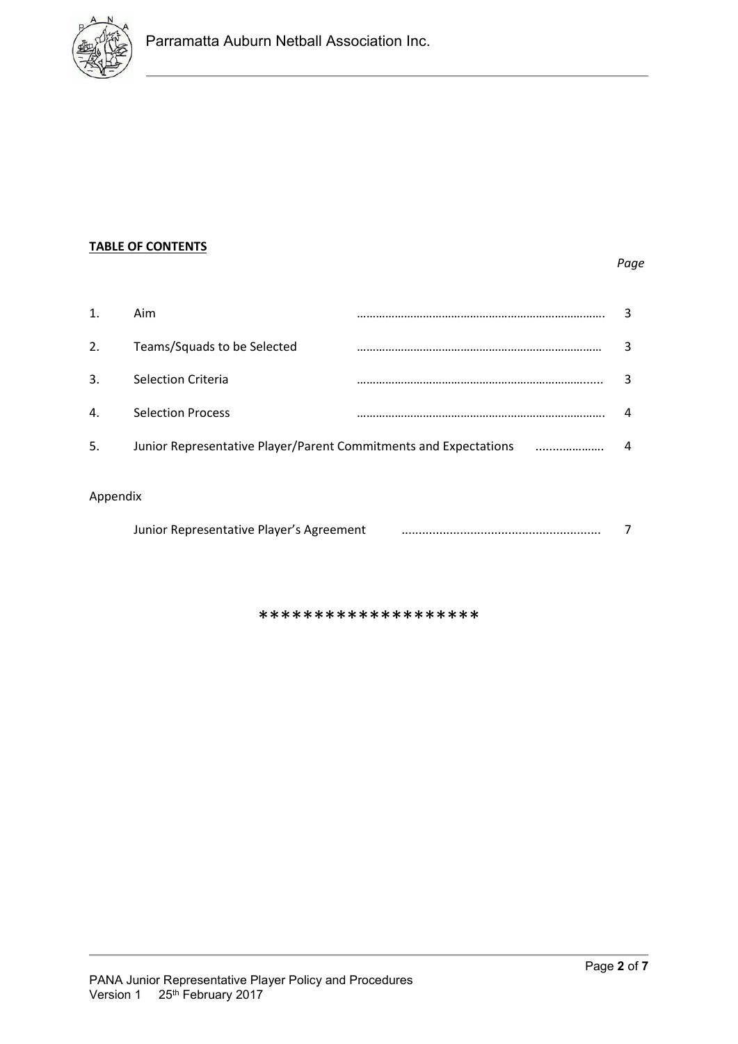**TABLE OF CONTENTS**

*Page*

| | | |
|---|---|---|
| 1. | Aim | 3 |
| 2. | Teams/Squads to be Selected | 3 |
| 3. | Selection Criteria | 3 |
| 4. | Selection Process | 4 |
| 5. | Junior Representative Player/Parent Commitments and Expectations | 4 |

Appendix

| | |
|---|---|
| Junior Representative Player's Agreement | 7 |

*******************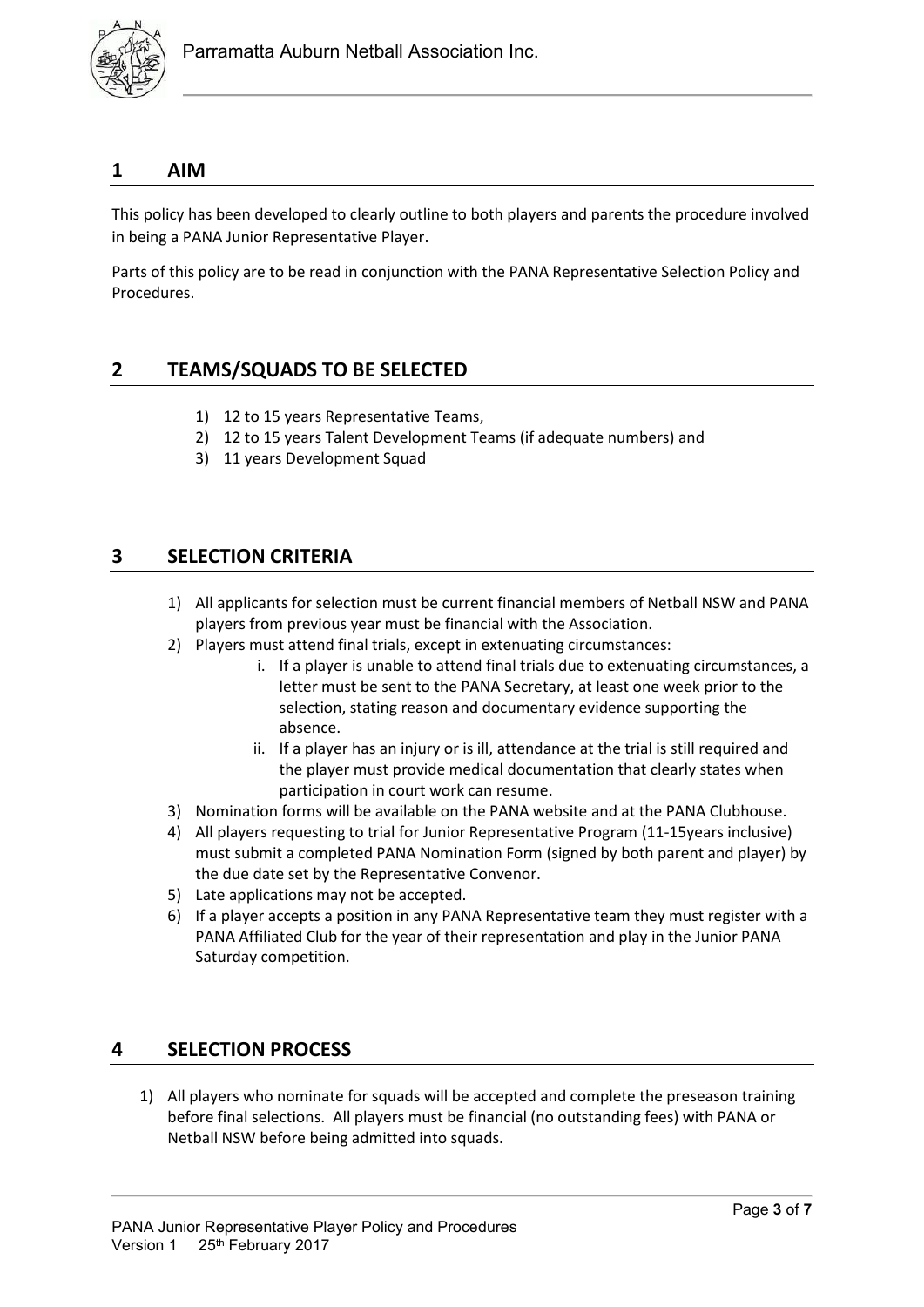## 1 AIM

This policy has been developed to clearly outline to both players and parents the procedure involved in being a PANA Junior Representative Player.

Parts of this policy are to be read in conjunction with the PANA Representative Selection Policy and Procedures.

## 2 TEAMS/SQUADS TO BE SELECTED

1) 12 to 15 years Representative Teams,
2) 12 to 15 years Talent Development Teams (if adequate numbers) and
3) 11 years Development Squad

## 3 SELECTION CRITERIA

1) All applicants for selection must be current financial members of Netball NSW and PANA players from previous year must be financial with the Association.
2) Players must attend final trials, except in extenuating circumstances:
   i. If a player is unable to attend final trials due to extenuating circumstances, a letter must be sent to the PANA Secretary, at least one week prior to the selection, stating reason and documentary evidence supporting the absence.
   ii. If a player has an injury or is ill, attendance at the trial is still required and the player must provide medical documentation that clearly states when participation in court work can resume.
3) Nomination forms will be available on the PANA website and at the PANA Clubhouse.
4) All players requesting to trial for Junior Representative Program (11-15years inclusive) must submit a completed PANA Nomination Form (signed by both parent and player) by the due date set by the Representative Convenor.
5) Late applications may not be accepted.
6) If a player accepts a position in any PANA Representative team they must register with a PANA Affiliated Club for the year of their representation and play in the Junior PANA Saturday competition.

## 4 SELECTION PROCESS

1) All players who nominate for squads will be accepted and complete the preseason training before final selections. All players must be financial (no outstanding fees) with PANA or Netball NSW before being admitted into squads.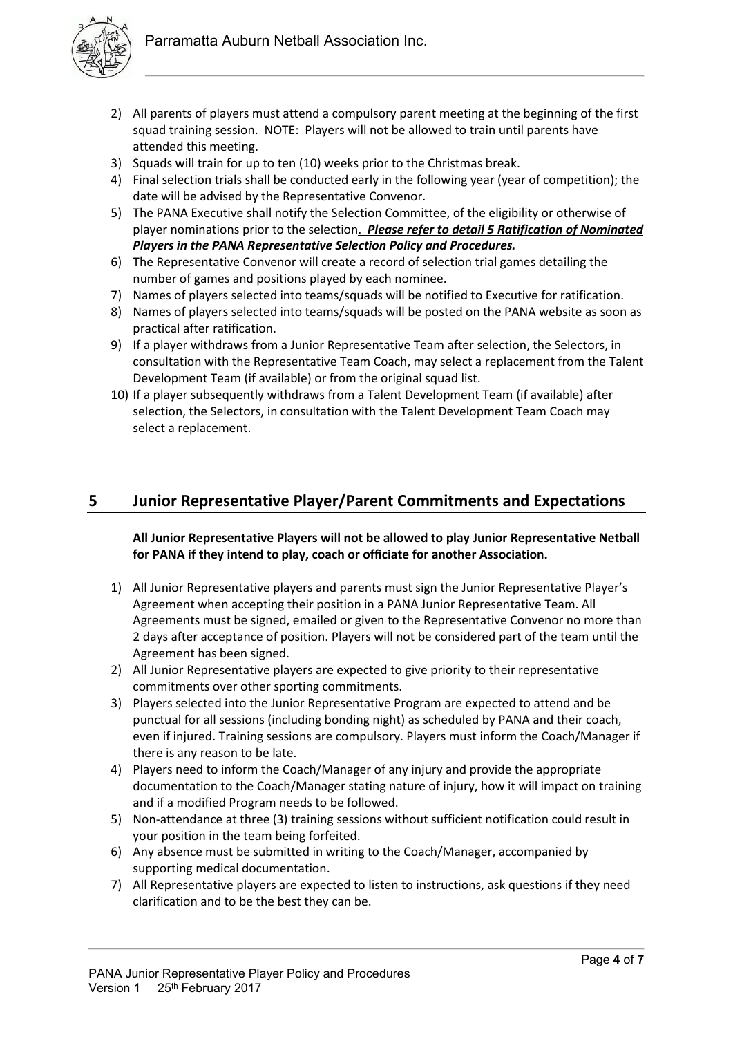2) All parents of players must attend a compulsory parent meeting at the beginning of the first squad training session. NOTE: Players will not be allowed to train until parents have attended this meeting.
3) Squads will train for up to ten (10) weeks prior to the Christmas break.
4) Final selection trials shall be conducted early in the following year (year of competition); the date will be advised by the Representative Convenor.
5) The PANA Executive shall notify the Selection Committee, of the eligibility or otherwise of player nominations prior to the selection. ***Please refer to detail 5 Ratification of Nominated Players in the PANA Representative Selection Policy and Procedures.***
6) The Representative Convenor will create a record of selection trial games detailing the number of games and positions played by each nominee.
7) Names of players selected into teams/squads will be notified to Executive for ratification.
8) Names of players selected into teams/squads will be posted on the PANA website as soon as practical after ratification.
9) If a player withdraws from a Junior Representative Team after selection, the Selectors, in consultation with the Representative Team Coach, may select a replacement from the Talent Development Team (if available) or from the original squad list.
10) If a player subsequently withdraws from a Talent Development Team (if available) after selection, the Selectors, in consultation with the Talent Development Team Coach may select a replacement.

## 5 Junior Representative Player/Parent Commitments and Expectations

**All Junior Representative Players will not be allowed to play Junior Representative Netball for PANA if they intend to play, coach or officiate for another Association.**

1) All Junior Representative players and parents must sign the Junior Representative Player's Agreement when accepting their position in a PANA Junior Representative Team. All Agreements must be signed, emailed or given to the Representative Convenor no more than 2 days after acceptance of position. Players will not be considered part of the team until the Agreement has been signed.
2) All Junior Representative players are expected to give priority to their representative commitments over other sporting commitments.
3) Players selected into the Junior Representative Program are expected to attend and be punctual for all sessions (including bonding night) as scheduled by PANA and their coach, even if injured. Training sessions are compulsory. Players must inform the Coach/Manager if there is any reason to be late.
4) Players need to inform the Coach/Manager of any injury and provide the appropriate documentation to the Coach/Manager stating nature of injury, how it will impact on training and if a modified Program needs to be followed.
5) Non-attendance at three (3) training sessions without sufficient notification could result in your position in the team being forfeited.
6) Any absence must be submitted in writing to the Coach/Manager, accompanied by supporting medical documentation.
7) All Representative players are expected to listen to instructions, ask questions if they need clarification and to be the best they can be.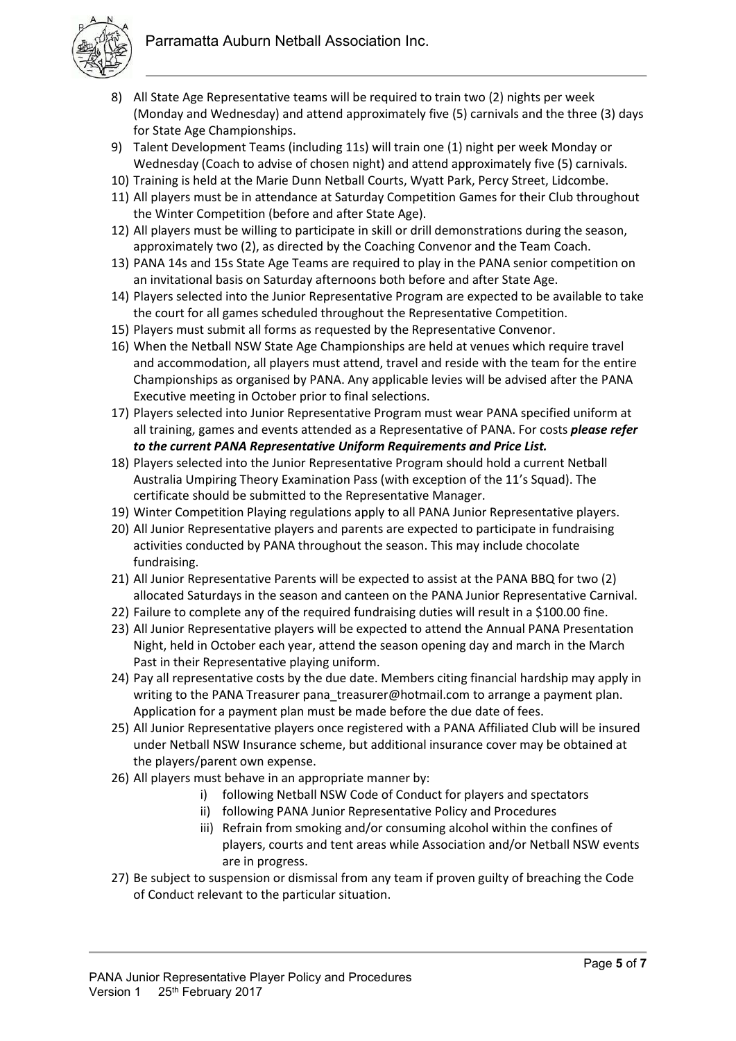8) All State Age Representative teams will be required to train two (2) nights per week (Monday and Wednesday) and attend approximately five (5) carnivals and the three (3) days for State Age Championships.
9) Talent Development Teams (including 11s) will train one (1) night per week Monday or Wednesday (Coach to advise of chosen night) and attend approximately five (5) carnivals.
10) Training is held at the Marie Dunn Netball Courts, Wyatt Park, Percy Street, Lidcombe.
11) All players must be in attendance at Saturday Competition Games for their Club throughout the Winter Competition (before and after State Age).
12) All players must be willing to participate in skill or drill demonstrations during the season, approximately two (2), as directed by the Coaching Convenor and the Team Coach.
13) PANA 14s and 15s State Age Teams are required to play in the PANA senior competition on an invitational basis on Saturday afternoons both before and after State Age.
14) Players selected into the Junior Representative Program are expected to be available to take the court for all games scheduled throughout the Representative Competition.
15) Players must submit all forms as requested by the Representative Convenor.
16) When the Netball NSW State Age Championships are held at venues which require travel and accommodation, all players must attend, travel and reside with the team for the entire Championships as organised by PANA. Any applicable levies will be advised after the PANA Executive meeting in October prior to final selections.
17) Players selected into Junior Representative Program must wear PANA specified uniform at all training, games and events attended as a Representative of PANA. For costs ***please refer to the current PANA Representative Uniform Requirements and Price List.***
18) Players selected into the Junior Representative Program should hold a current Netball Australia Umpiring Theory Examination Pass (with exception of the 11's Squad). The certificate should be submitted to the Representative Manager.
19) Winter Competition Playing regulations apply to all PANA Junior Representative players.
20) All Junior Representative players and parents are expected to participate in fundraising activities conducted by PANA throughout the season. This may include chocolate fundraising.
21) All Junior Representative Parents will be expected to assist at the PANA BBQ for two (2) allocated Saturdays in the season and canteen on the PANA Junior Representative Carnival.
22) Failure to complete any of the required fundraising duties will result in a $100.00 fine.
23) All Junior Representative players will be expected to attend the Annual PANA Presentation Night, held in October each year, attend the season opening day and march in the March Past in their Representative playing uniform.
24) Pay all representative costs by the due date. Members citing financial hardship may apply in writing to the PANA Treasurer pana_treasurer@hotmail.com to arrange a payment plan. Application for a payment plan must be made before the due date of fees.
25) All Junior Representative players once registered with a PANA Affiliated Club will be insured under Netball NSW Insurance scheme, but additional insurance cover may be obtained at the players/parent own expense.
26) All players must behave in an appropriate manner by:
    i) following Netball NSW Code of Conduct for players and spectators
    ii) following PANA Junior Representative Policy and Procedures
    iii) Refrain from smoking and/or consuming alcohol within the confines of players, courts and tent areas while Association and/or Netball NSW events are in progress.
27) Be subject to suspension or dismissal from any team if proven guilty of breaching the Code of Conduct relevant to the particular situation.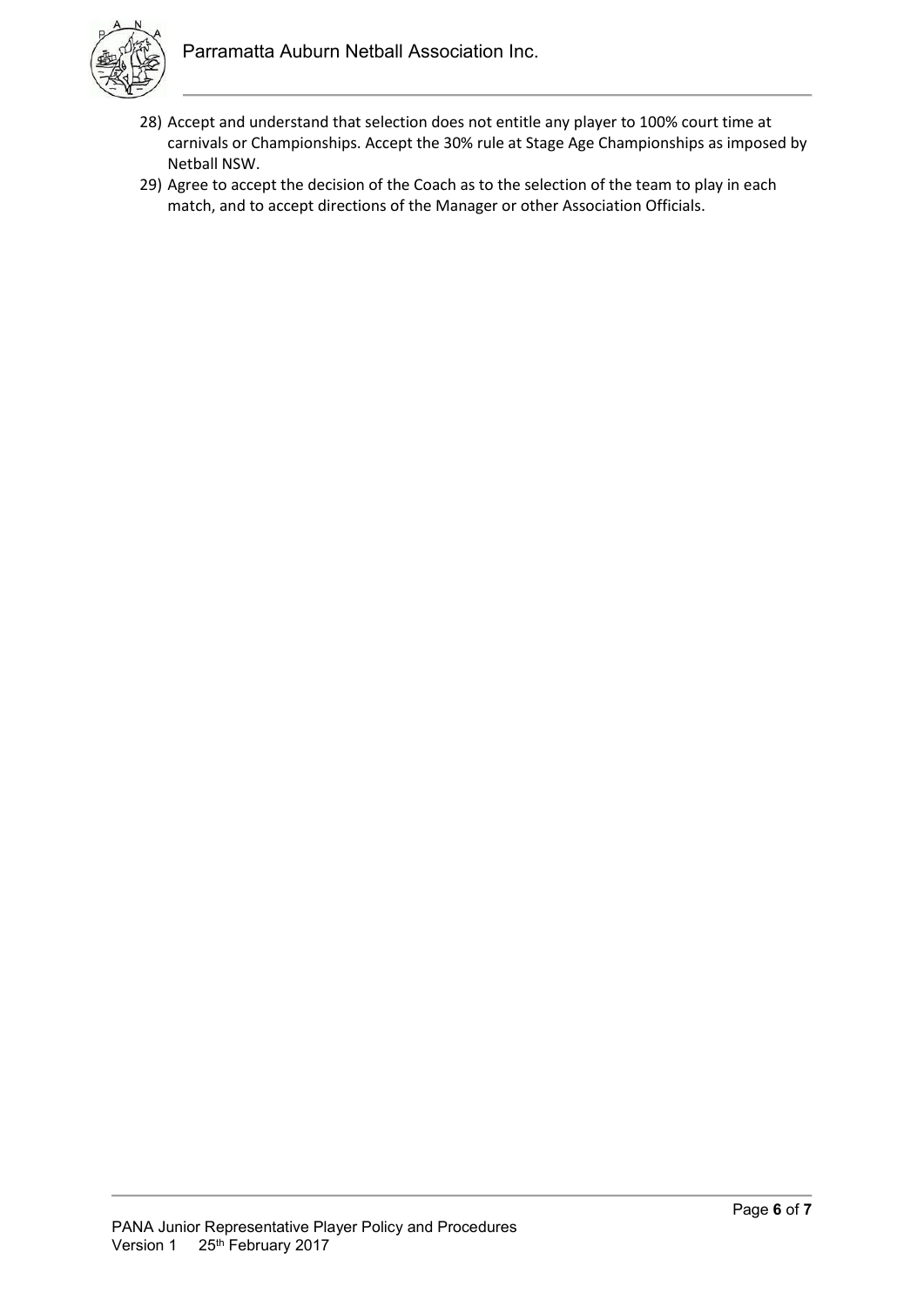28) Accept and understand that selection does not entitle any player to 100% court time at carnivals or Championships. Accept the 30% rule at Stage Age Championships as imposed by Netball NSW.
29) Agree to accept the decision of the Coach as to the selection of the team to play in each match, and to accept directions of the Manager or other Association Officials.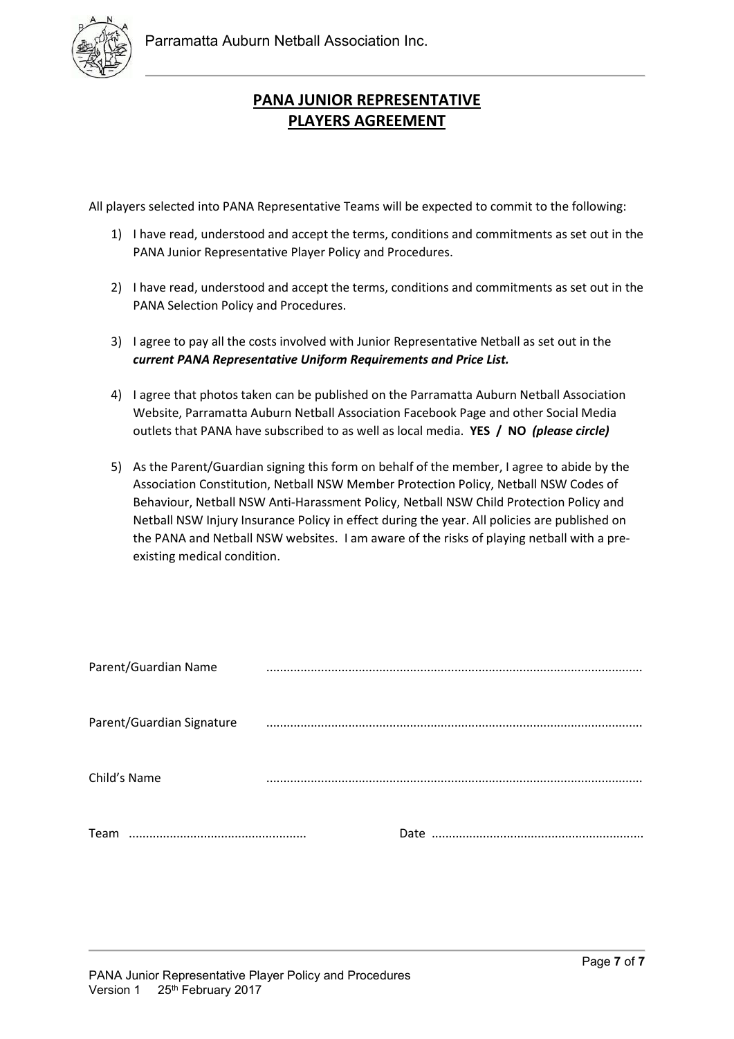# PANA JUNIOR REPRESENTATIVE PLAYERS AGREEMENT

All players selected into PANA Representative Teams will be expected to commit to the following:

1) I have read, understood and accept the terms, conditions and commitments as set out in the PANA Junior Representative Player Policy and Procedures.

2) I have read, understood and accept the terms, conditions and commitments as set out in the PANA Selection Policy and Procedures.

3) I agree to pay all the costs involved with Junior Representative Netball as set out in the ***current PANA Representative Uniform Requirements and Price List.***

4) I agree that photos taken can be published on the Parramatta Auburn Netball Association Website, Parramatta Auburn Netball Association Facebook Page and other Social Media outlets that PANA have subscribed to as well as local media. **YES / NO *(please circle)***

5) As the Parent/Guardian signing this form on behalf of the member, I agree to abide by the Association Constitution, Netball NSW Member Protection Policy, Netball NSW Codes of Behaviour, Netball NSW Anti-Harassment Policy, Netball NSW Child Protection Policy and Netball NSW Injury Insurance Policy in effect during the year. All policies are published on the PANA and Netball NSW websites. I am aware of the risks of playing netball with a pre-existing medical condition.

Parent/Guardian Name ............................................................................................................

Parent/Guardian Signature ............................................................................................................

Child's Name ............................................................................................................

Team .................................................. Date ............................................................